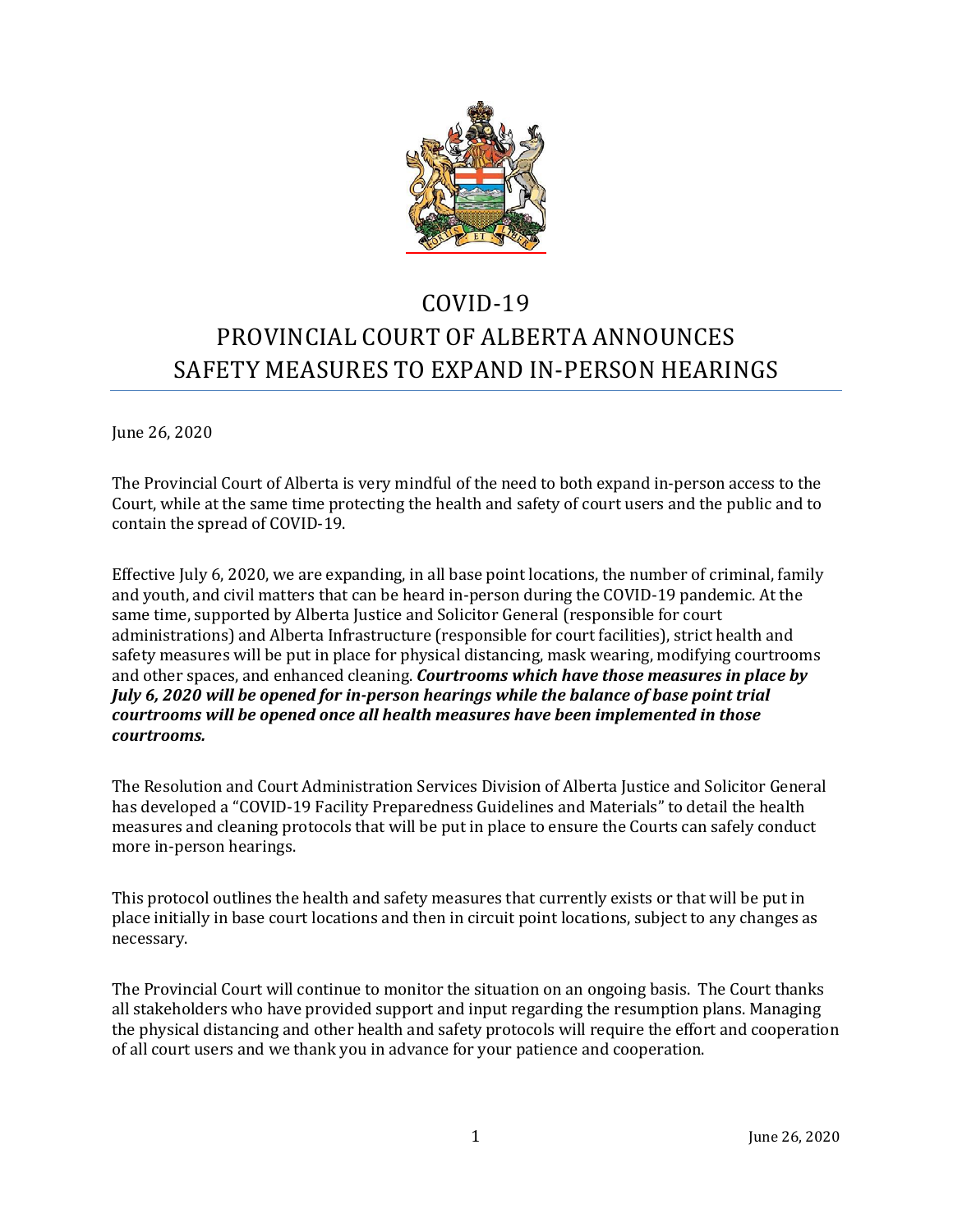# COVID-19
# PROVINCIAL COURT OF ALBERTA ANNOUNCES SAFETY MEASURES TO EXPAND IN-PERSON HEARINGS

June 26, 2020

The Provincial Court of Alberta is very mindful of the need to both expand in-person access to the Court, while at the same time protecting the health and safety of court users and the public and to contain the spread of COVID-19.

Effective July 6, 2020, we are expanding, in all base point locations, the number of criminal, family and youth, and civil matters that can be heard in-person during the COVID-19 pandemic. At the same time, supported by Alberta Justice and Solicitor General (responsible for court administrations) and Alberta Infrastructure (responsible for court facilities), strict health and safety measures will be put in place for physical distancing, mask wearing, modifying courtrooms and other spaces, and enhanced cleaning. ***Courtrooms which have those measures in place by July 6, 2020 will be opened for in-person hearings while the balance of base point trial courtrooms will be opened once all health measures have been implemented in those courtrooms.***

The Resolution and Court Administration Services Division of Alberta Justice and Solicitor General has developed a "COVID-19 Facility Preparedness Guidelines and Materials" to detail the health measures and cleaning protocols that will be put in place to ensure the Courts can safely conduct more in-person hearings.

This protocol outlines the health and safety measures that currently exists or that will be put in place initially in base court locations and then in circuit point locations, subject to any changes as necessary.

The Provincial Court will continue to monitor the situation on an ongoing basis. The Court thanks all stakeholders who have provided support and input regarding the resumption plans. Managing the physical distancing and other health and safety protocols will require the effort and cooperation of all court users and we thank you in advance for your patience and cooperation.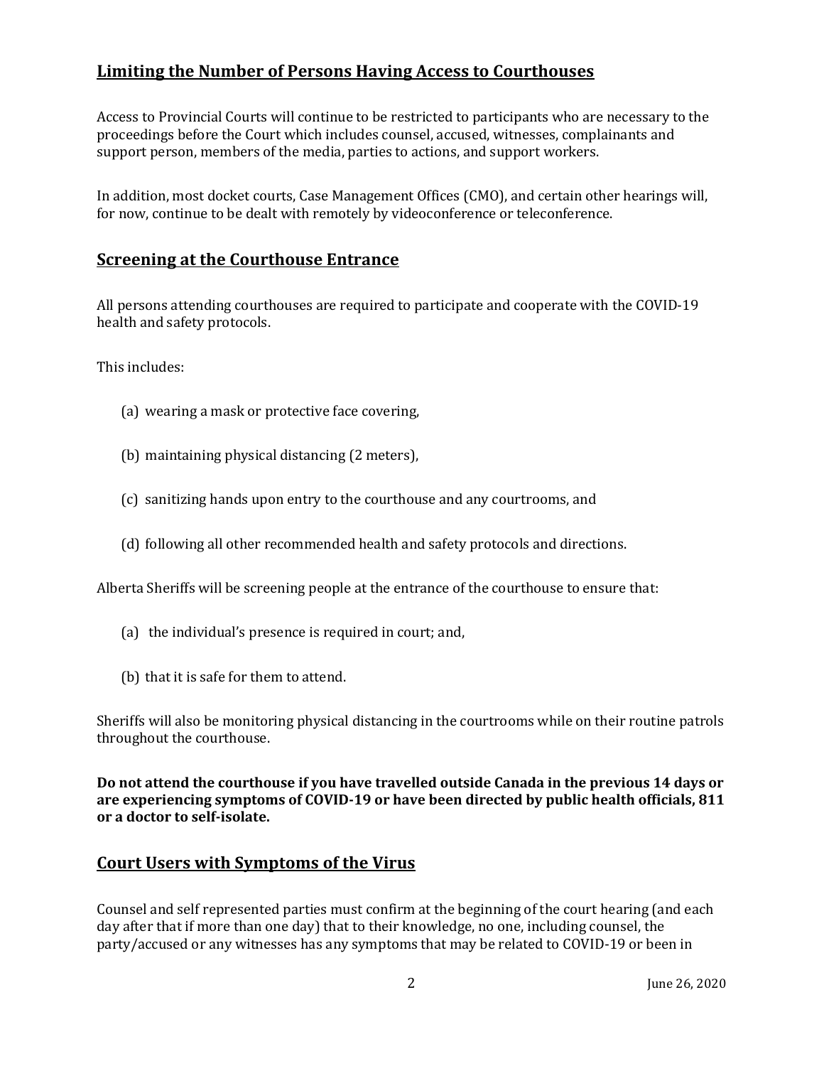## Limiting the Number of Persons Having Access to Courthouses

Access to Provincial Courts will continue to be restricted to participants who are necessary to the proceedings before the Court which includes counsel, accused, witnesses, complainants and support person, members of the media, parties to actions, and support workers.

In addition, most docket courts, Case Management Offices (CMO), and certain other hearings will, for now, continue to be dealt with remotely by videoconference or teleconference.

## Screening at the Courthouse Entrance

All persons attending courthouses are required to participate and cooperate with the COVID-19 health and safety protocols.

This includes:

(a) wearing a mask or protective face covering,

(b) maintaining physical distancing (2 meters),

(c) sanitizing hands upon entry to the courthouse and any courtrooms, and

(d) following all other recommended health and safety protocols and directions.

Alberta Sheriffs will be screening people at the entrance of the courthouse to ensure that:

(a) the individual's presence is required in court; and,

(b) that it is safe for them to attend.

Sheriffs will also be monitoring physical distancing in the courtrooms while on their routine patrols throughout the courthouse.

**Do not attend the courthouse if you have travelled outside Canada in the previous 14 days or are experiencing symptoms of COVID-19 or have been directed by public health officials, 811 or a doctor to self-isolate.**

## Court Users with Symptoms of the Virus

Counsel and self represented parties must confirm at the beginning of the court hearing (and each day after that if more than one day) that to their knowledge, no one, including counsel, the party/accused or any witnesses has any symptoms that may be related to COVID-19 or been in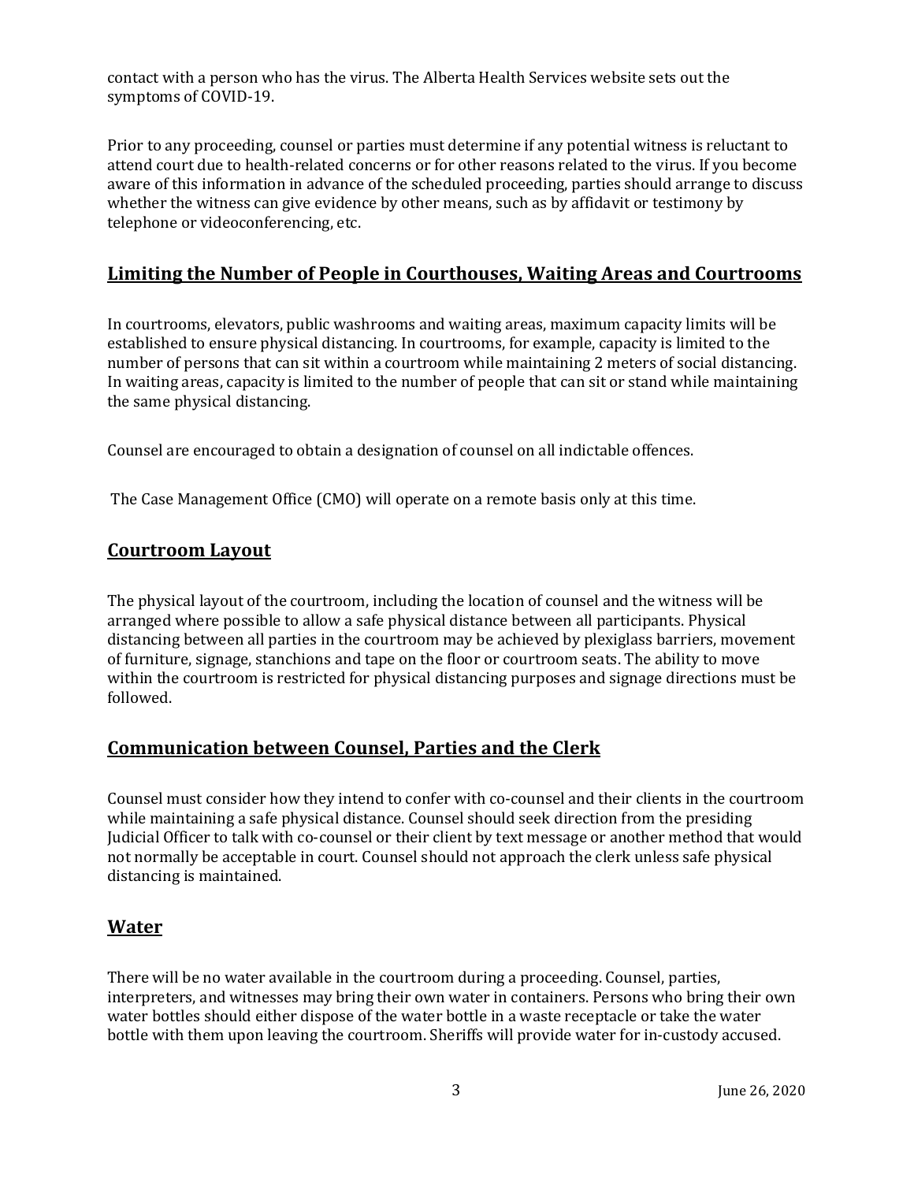contact with a person who has the virus. The Alberta Health Services website sets out the symptoms of COVID-19.

Prior to any proceeding, counsel or parties must determine if any potential witness is reluctant to attend court due to health-related concerns or for other reasons related to the virus. If you become aware of this information in advance of the scheduled proceeding, parties should arrange to discuss whether the witness can give evidence by other means, such as by affidavit or testimony by telephone or videoconferencing, etc.

## Limiting the Number of People in Courthouses, Waiting Areas and Courtrooms

In courtrooms, elevators, public washrooms and waiting areas, maximum capacity limits will be established to ensure physical distancing. In courtrooms, for example, capacity is limited to the number of persons that can sit within a courtroom while maintaining 2 meters of social distancing. In waiting areas, capacity is limited to the number of people that can sit or stand while maintaining the same physical distancing.

Counsel are encouraged to obtain a designation of counsel on all indictable offences.

The Case Management Office (CMO) will operate on a remote basis only at this time.

## Courtroom Layout

The physical layout of the courtroom, including the location of counsel and the witness will be arranged where possible to allow a safe physical distance between all participants. Physical distancing between all parties in the courtroom may be achieved by plexiglass barriers, movement of furniture, signage, stanchions and tape on the floor or courtroom seats. The ability to move within the courtroom is restricted for physical distancing purposes and signage directions must be followed.

## Communication between Counsel, Parties and the Clerk

Counsel must consider how they intend to confer with co-counsel and their clients in the courtroom while maintaining a safe physical distance. Counsel should seek direction from the presiding Judicial Officer to talk with co-counsel or their client by text message or another method that would not normally be acceptable in court. Counsel should not approach the clerk unless safe physical distancing is maintained.

## Water

There will be no water available in the courtroom during a proceeding. Counsel, parties, interpreters, and witnesses may bring their own water in containers. Persons who bring their own water bottles should either dispose of the water bottle in a waste receptacle or take the water bottle with them upon leaving the courtroom. Sheriffs will provide water for in-custody accused.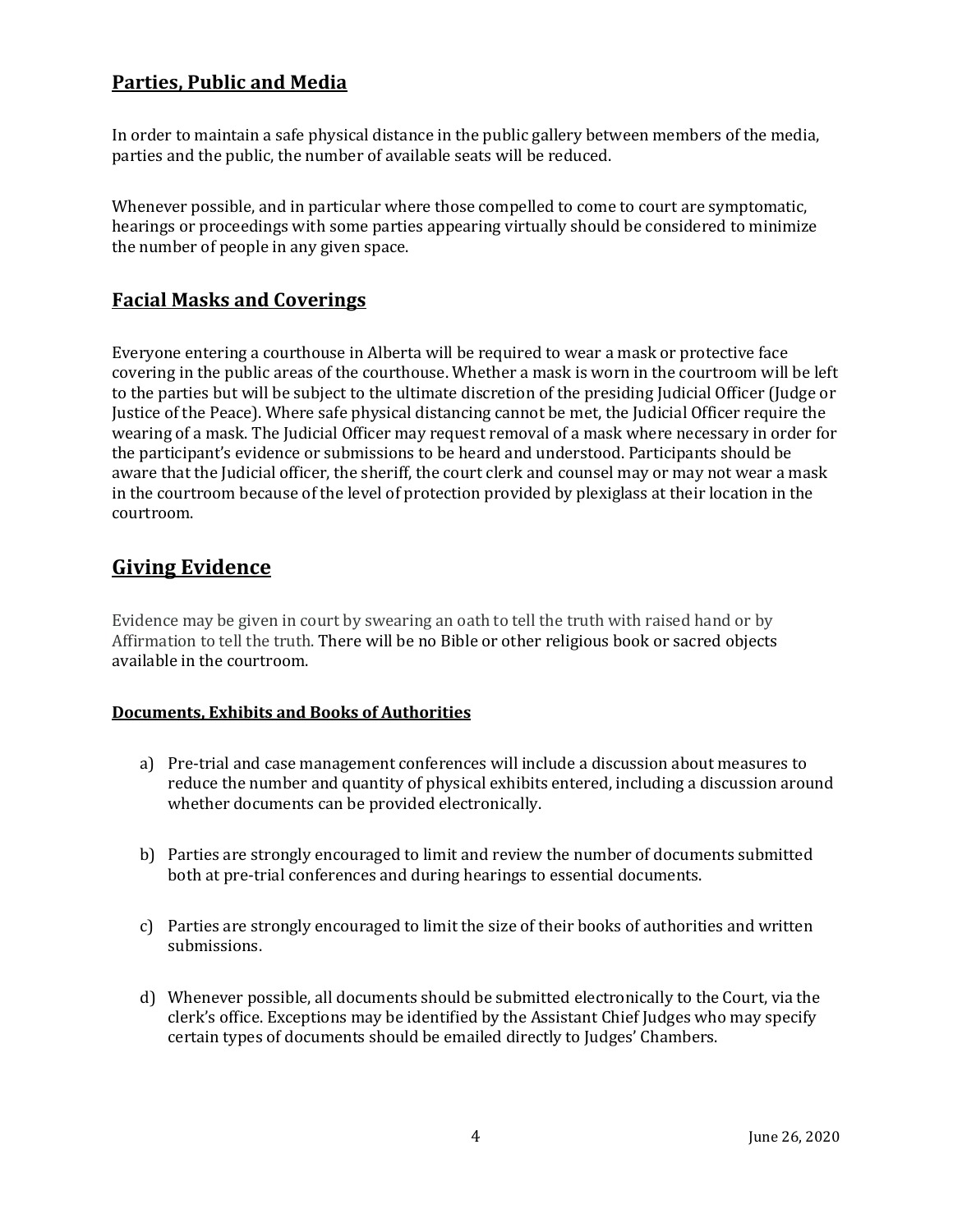## Parties, Public and Media

In order to maintain a safe physical distance in the public gallery between members of the media, parties and the public, the number of available seats will be reduced.

Whenever possible, and in particular where those compelled to come to court are symptomatic, hearings or proceedings with some parties appearing virtually should be considered to minimize the number of people in any given space.

## Facial Masks and Coverings

Everyone entering a courthouse in Alberta will be required to wear a mask or protective face covering in the public areas of the courthouse. Whether a mask is worn in the courtroom will be left to the parties but will be subject to the ultimate discretion of the presiding Judicial Officer (Judge or Justice of the Peace). Where safe physical distancing cannot be met, the Judicial Officer require the wearing of a mask. The Judicial Officer may request removal of a mask where necessary in order for the participant's evidence or submissions to be heard and understood. Participants should be aware that the Judicial officer, the sheriff, the court clerk and counsel may or may not wear a mask in the courtroom because of the level of protection provided by plexiglass at their location in the courtroom.

## Giving Evidence

Evidence may be given in court by swearing an oath to tell the truth with raised hand or by Affirmation to tell the truth. There will be no Bible or other religious book or sacred objects available in the courtroom.

### Documents, Exhibits and Books of Authorities

a) Pre-trial and case management conferences will include a discussion about measures to reduce the number and quantity of physical exhibits entered, including a discussion around whether documents can be provided electronically.

b) Parties are strongly encouraged to limit and review the number of documents submitted both at pre-trial conferences and during hearings to essential documents.

c) Parties are strongly encouraged to limit the size of their books of authorities and written submissions.

d) Whenever possible, all documents should be submitted electronically to the Court, via the clerk's office. Exceptions may be identified by the Assistant Chief Judges who may specify certain types of documents should be emailed directly to Judges' Chambers.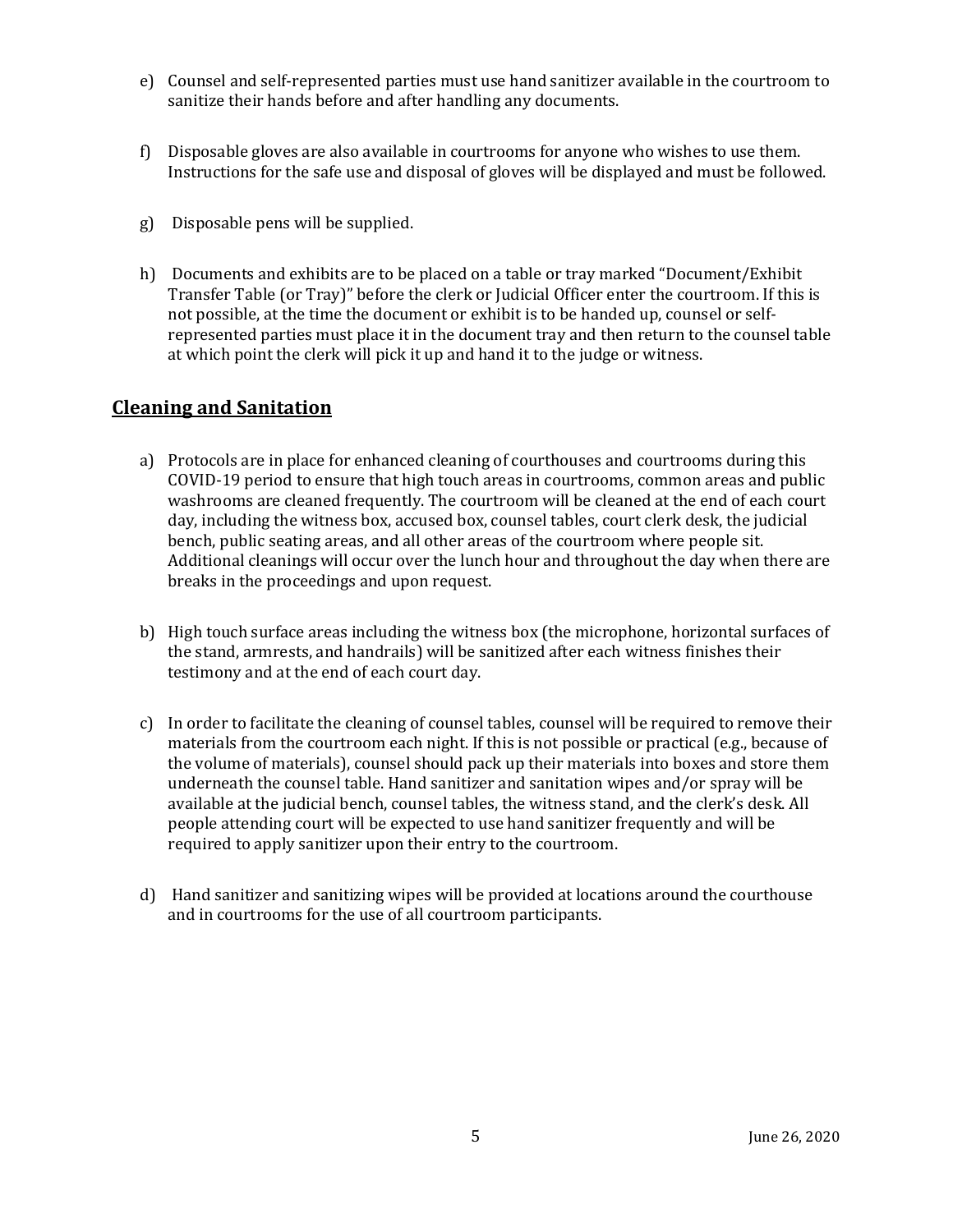e) Counsel and self-represented parties must use hand sanitizer available in the courtroom to sanitize their hands before and after handling any documents.

f) Disposable gloves are also available in courtrooms for anyone who wishes to use them. Instructions for the safe use and disposal of gloves will be displayed and must be followed.

g) Disposable pens will be supplied.

h) Documents and exhibits are to be placed on a table or tray marked "Document/Exhibit Transfer Table (or Tray)" before the clerk or Judicial Officer enter the courtroom. If this is not possible, at the time the document or exhibit is to be handed up, counsel or self-represented parties must place it in the document tray and then return to the counsel table at which point the clerk will pick it up and hand it to the judge or witness.

## Cleaning and Sanitation

a) Protocols are in place for enhanced cleaning of courthouses and courtrooms during this COVID-19 period to ensure that high touch areas in courtrooms, common areas and public washrooms are cleaned frequently. The courtroom will be cleaned at the end of each court day, including the witness box, accused box, counsel tables, court clerk desk, the judicial bench, public seating areas, and all other areas of the courtroom where people sit. Additional cleanings will occur over the lunch hour and throughout the day when there are breaks in the proceedings and upon request.

b) High touch surface areas including the witness box (the microphone, horizontal surfaces of the stand, armrests, and handrails) will be sanitized after each witness finishes their testimony and at the end of each court day.

c) In order to facilitate the cleaning of counsel tables, counsel will be required to remove their materials from the courtroom each night. If this is not possible or practical (e.g., because of the volume of materials), counsel should pack up their materials into boxes and store them underneath the counsel table. Hand sanitizer and sanitation wipes and/or spray will be available at the judicial bench, counsel tables, the witness stand, and the clerk's desk. All people attending court will be expected to use hand sanitizer frequently and will be required to apply sanitizer upon their entry to the courtroom.

d) Hand sanitizer and sanitizing wipes will be provided at locations around the courthouse and in courtrooms for the use of all courtroom participants.